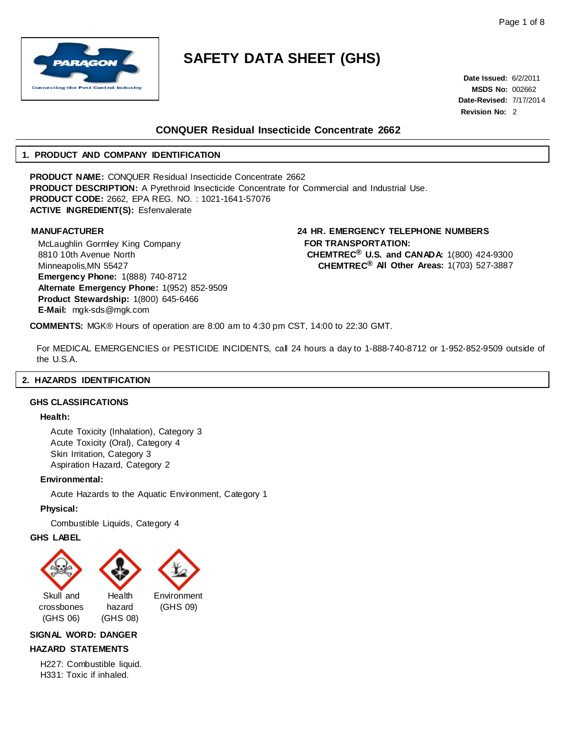# SAFETY DATA SHEET (GHS)

**Date Issued:** 6/2/2011
**MSDS No:** 002662
**Date-Revised:** 7/17/2014
**Revision No:** 2

## CONQUER Residual Insecticide Concentrate 2662

## 1. PRODUCT AND COMPANY IDENTIFICATION

**PRODUCT NAME:** CONQUER Residual Insecticide Concentrate 2662
**PRODUCT DESCRIPTION:** A Pyrethroid Insecticide Concentrate for Commercial and Industrial Use.
**PRODUCT CODE:** 2662, EPA REG. NO. : 1021-1641-57076
**ACTIVE INGREDIENT(S):** Esfenvalerate

**MANUFACTURER**

McLaughlin Gormley King Company
8810 10th Avenue North
Minneapolis,MN 55427
**Emergency Phone:** 1(888) 740-8712
**Alternate Emergency Phone:** 1(952) 852-9509
**Product Stewardship:** 1(800) 645-6466
**E-Mail:** mgk-sds@mgk.com

**24 HR. EMERGENCY TELEPHONE NUMBERS**

**FOR TRANSPORTATION:**
**CHEMTREC® U.S. and CANADA:** 1(800) 424-9300
**CHEMTREC® All Other Areas:** 1(703) 527-3887

**COMMENTS:** MGK® Hours of operation are 8:00 am to 4:30 pm CST, 14:00 to 22:30 GMT.

For MEDICAL EMERGENCIES or PESTICIDE INCIDENTS, call 24 hours a day to 1-888-740-8712 or 1-952-852-9509 outside of the U.S.A.

## 2. HAZARDS IDENTIFICATION

**GHS CLASSIFICATIONS**

**Health:**

Acute Toxicity (Inhalation), Category 3
Acute Toxicity (Oral), Category 4
Skin Irritation, Category 3
Aspiration Hazard, Category 2

**Environmental:**

Acute Hazards to the Aquatic Environment, Category 1

**Physical:**

Combustible Liquids, Category 4

**GHS LABEL**

Skull and crossbones (GHS 06) | Health hazard (GHS 08) | Environment (GHS 09)

**SIGNAL WORD: DANGER**

**HAZARD STATEMENTS**

H227: Combustible liquid.
H331: Toxic if inhaled.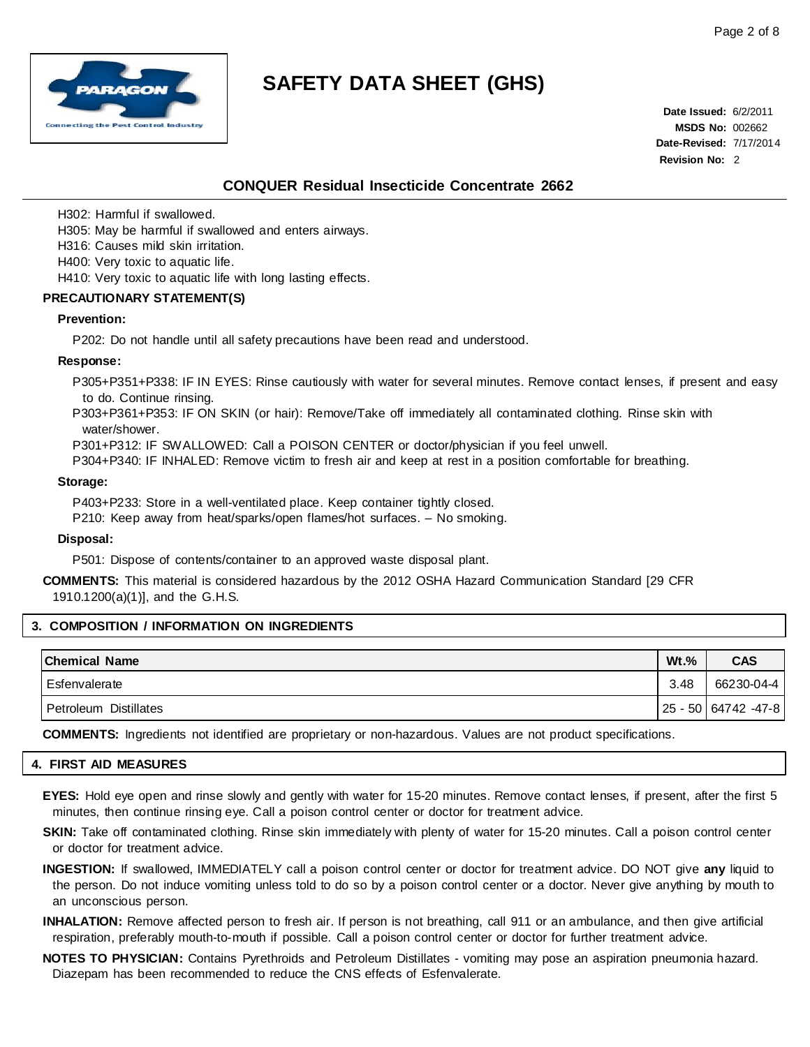H302: Harmful if swallowed.

H305: May be harmful if swallowed and enters airways.

H316: Causes mild skin irritation.

H400: Very toxic to aquatic life.

H410: Very toxic to aquatic life with long lasting effects.

**PRECAUTIONARY STATEMENT(S)**

**Prevention:**

P202: Do not handle until all safety precautions have been read and understood.

**Response:**

P305+P351+P338: IF IN EYES: Rinse cautiously with water for several minutes. Remove contact lenses, if present and easy to do. Continue rinsing.

P303+P361+P353: IF ON SKIN (or hair): Remove/Take off immediately all contaminated clothing. Rinse skin with water/shower.

P301+P312: IF SWALLOWED: Call a POISON CENTER or doctor/physician if you feel unwell.

P304+P340: IF INHALED: Remove victim to fresh air and keep at rest in a position comfortable for breathing.

**Storage:**

P403+P233: Store in a well-ventilated place. Keep container tightly closed.

P210: Keep away from heat/sparks/open flames/hot surfaces. – No smoking.

**Disposal:**

P501: Dispose of contents/container to an approved waste disposal plant.

**COMMENTS:** This material is considered hazardous by the 2012 OSHA Hazard Communication Standard [29 CFR 1910.1200(a)(1)], and the G.H.S.

## 3. COMPOSITION / INFORMATION ON INGREDIENTS

| Chemical Name | Wt.% | CAS |
|---|---|---|
| Esfenvalerate | 3.48 | 66230-04-4 |
| Petroleum Distillates | 25 - 50 | 64742 -47-8 |

**COMMENTS:** Ingredients not identified are proprietary or non-hazardous. Values are not product specifications.

## 4. FIRST AID MEASURES

**EYES:** Hold eye open and rinse slowly and gently with water for 15-20 minutes. Remove contact lenses, if present, after the first 5 minutes, then continue rinsing eye. Call a poison control center or doctor for treatment advice.

**SKIN:** Take off contaminated clothing. Rinse skin immediately with plenty of water for 15-20 minutes. Call a poison control center or doctor for treatment advice.

**INGESTION:** If swallowed, IMMEDIATELY call a poison control center or doctor for treatment advice. DO NOT give **any** liquid to the person. Do not induce vomiting unless told to do so by a poison control center or a doctor. Never give anything by mouth to an unconscious person.

**INHALATION:** Remove affected person to fresh air. If person is not breathing, call 911 or an ambulance, and then give artificial respiration, preferably mouth-to-mouth if possible. Call a poison control center or doctor for further treatment advice.

**NOTES TO PHYSICIAN:** Contains Pyrethroids and Petroleum Distillates - vomiting may pose an aspiration pneumonia hazard. Diazepam has been recommended to reduce the CNS effects of Esfenvalerate.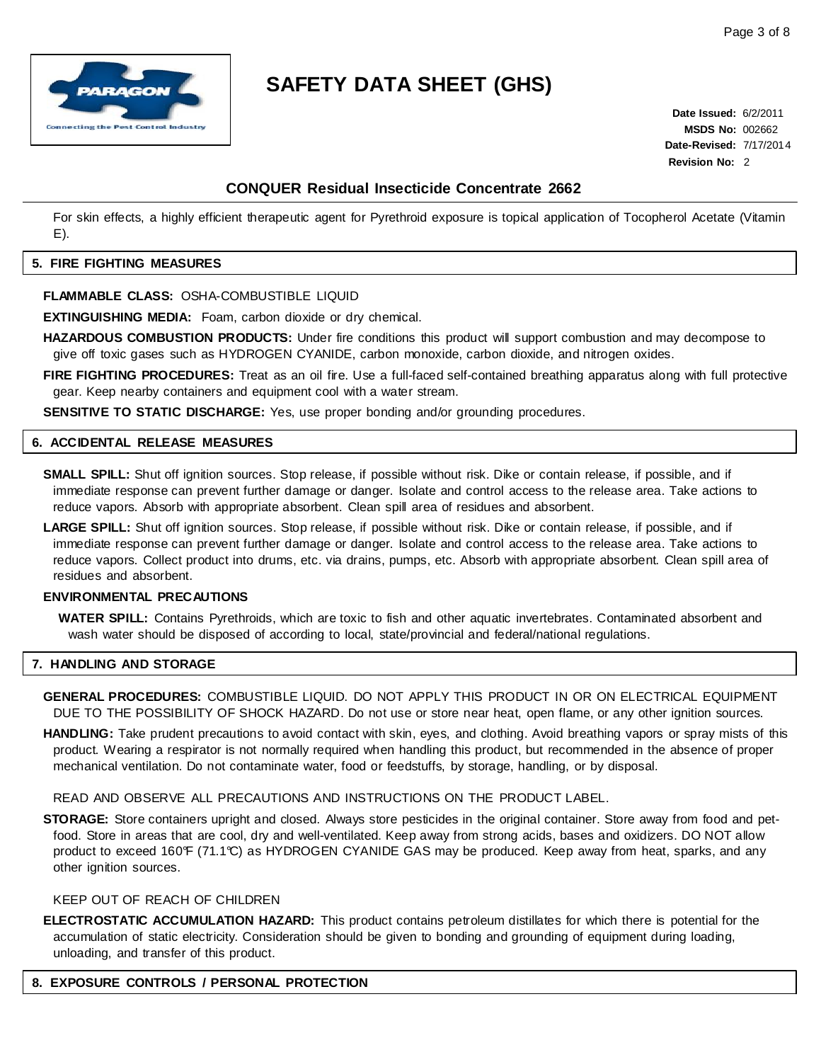For skin effects, a highly efficient therapeutic agent for Pyrethroid exposure is topical application of Tocopherol Acetate (Vitamin E).

## 5. FIRE FIGHTING MEASURES

**FLAMMABLE CLASS:** OSHA-COMBUSTIBLE LIQUID

**EXTINGUISHING MEDIA:** Foam, carbon dioxide or dry chemical.

**HAZARDOUS COMBUSTION PRODUCTS:** Under fire conditions this product will support combustion and may decompose to give off toxic gases such as HYDROGEN CYANIDE, carbon monoxide, carbon dioxide, and nitrogen oxides.

**FIRE FIGHTING PROCEDURES:** Treat as an oil fire. Use a full-faced self-contained breathing apparatus along with full protective gear. Keep nearby containers and equipment cool with a water stream.

**SENSITIVE TO STATIC DISCHARGE:** Yes, use proper bonding and/or grounding procedures.

## 6. ACCIDENTAL RELEASE MEASURES

**SMALL SPILL:** Shut off ignition sources. Stop release, if possible without risk. Dike or contain release, if possible, and if immediate response can prevent further damage or danger. Isolate and control access to the release area. Take actions to reduce vapors. Absorb with appropriate absorbent. Clean spill area of residues and absorbent.

**LARGE SPILL:** Shut off ignition sources. Stop release, if possible without risk. Dike or contain release, if possible, and if immediate response can prevent further damage or danger. Isolate and control access to the release area. Take actions to reduce vapors. Collect product into drums, etc. via drains, pumps, etc. Absorb with appropriate absorbent. Clean spill area of residues and absorbent.

**ENVIRONMENTAL PRECAUTIONS**

**WATER SPILL:** Contains Pyrethroids, which are toxic to fish and other aquatic invertebrates. Contaminated absorbent and wash water should be disposed of according to local, state/provincial and federal/national regulations.

## 7. HANDLING AND STORAGE

**GENERAL PROCEDURES:** COMBUSTIBLE LIQUID. DO NOT APPLY THIS PRODUCT IN OR ON ELECTRICAL EQUIPMENT DUE TO THE POSSIBILITY OF SHOCK HAZARD. Do not use or store near heat, open flame, or any other ignition sources.

**HANDLING:** Take prudent precautions to avoid contact with skin, eyes, and clothing. Avoid breathing vapors or spray mists of this product. Wearing a respirator is not normally required when handling this product, but recommended in the absence of proper mechanical ventilation. Do not contaminate water, food or feedstuffs, by storage, handling, or by disposal.

READ AND OBSERVE ALL PRECAUTIONS AND INSTRUCTIONS ON THE PRODUCT LABEL.

**STORAGE:** Store containers upright and closed. Always store pesticides in the original container. Store away from food and pet-food. Store in areas that are cool, dry and well-ventilated. Keep away from strong acids, bases and oxidizers. DO NOT allow product to exceed 160°F (71.1°C) as HYDROGEN CYANIDE GAS may be produced. Keep away from heat, sparks, and any other ignition sources.

KEEP OUT OF REACH OF CHILDREN

**ELECTROSTATIC ACCUMULATION HAZARD:** This product contains petroleum distillates for which there is potential for the accumulation of static electricity. Consideration should be given to bonding and grounding of equipment during loading, unloading, and transfer of this product.

## 8. EXPOSURE CONTROLS / PERSONAL PROTECTION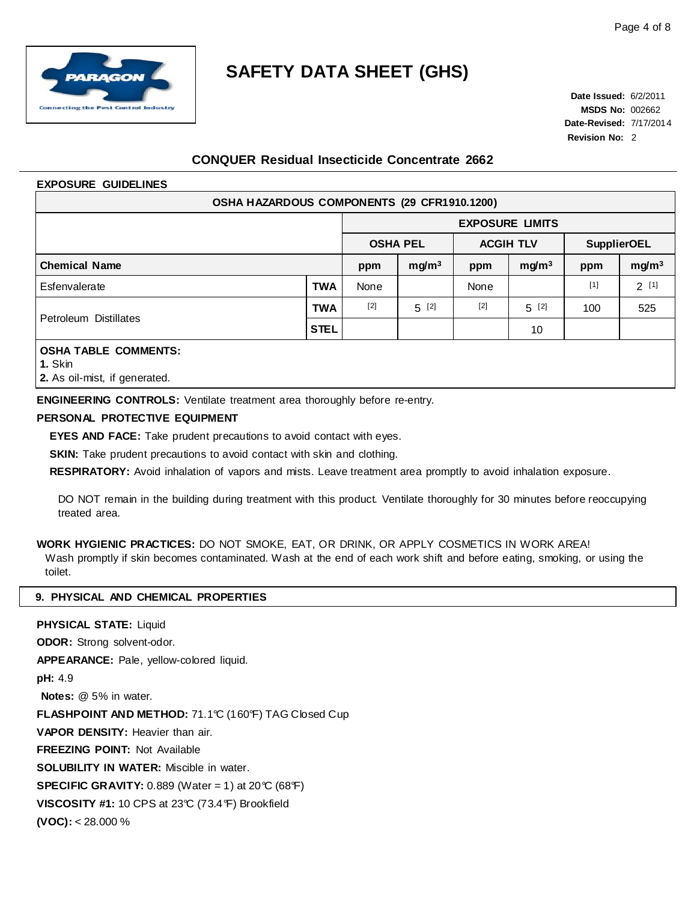# SAFETY DATA SHEET (GHS)

**Date Issued:** 6/2/2011
**MSDS No:** 002662
**Date-Revised:** 7/17/2014
**Revision No:** 2

## CONQUER Residual Insecticide Concentrate 2662

### EXPOSURE GUIDELINES

| OSHA HAZARDOUS COMPONENTS (29 CFR1910.1200) | | | | | | | | |
|---|---|---|---|---|---|---|---|---|
| | | EXPOSURE LIMITS | | | | | | |
| | | OSHA PEL | | ACGIH TLV | | SupplierOEL | | |
| **Chemical Name** | | ppm | mg/m³ | ppm | mg/m³ | ppm | mg/m³ | |
| Esfenvalerate | **TWA** | None | | None | | [1] | 2 [1] | |
| Petroleum Distillates | **TWA** | [2] | 5 [2] | [2] | 5 [2] | 100 | 525 | |
| | **STEL** | | | | 10 | | | |

**OSHA TABLE COMMENTS:**
**1.** Skin
**2.** As oil-mist, if generated.

**ENGINEERING CONTROLS:** Ventilate treatment area thoroughly before re-entry.

**PERSONAL PROTECTIVE EQUIPMENT**

**EYES AND FACE:** Take prudent precautions to avoid contact with eyes.

**SKIN:** Take prudent precautions to avoid contact with skin and clothing.

**RESPIRATORY:** Avoid inhalation of vapors and mists. Leave treatment area promptly to avoid inhalation exposure.

DO NOT remain in the building during treatment with this product. Ventilate thoroughly for 30 minutes before reoccupying treated area.

**WORK HYGIENIC PRACTICES:** DO NOT SMOKE, EAT, OR DRINK, OR APPLY COSMETICS IN WORK AREA! Wash promptly if skin becomes contaminated. Wash at the end of each work shift and before eating, smoking, or using the toilet.

## 9. PHYSICAL AND CHEMICAL PROPERTIES

**PHYSICAL STATE:** Liquid

**ODOR:** Strong solvent-odor.

**APPEARANCE:** Pale, yellow-colored liquid.

**pH:** 4.9

**Notes:** @ 5% in water.

**FLASHPOINT AND METHOD:** 71.1℃ (160℉) TAG Closed Cup

**VAPOR DENSITY:** Heavier than air.

**FREEZING POINT:** Not Available

**SOLUBILITY IN WATER:** Miscible in water.

**SPECIFIC GRAVITY:** 0.889 (Water = 1) at 20℃ (68℉)

**VISCOSITY #1:** 10 CPS at 23℃ (73.4℉) Brookfield

**(VOC):** < 28.000 %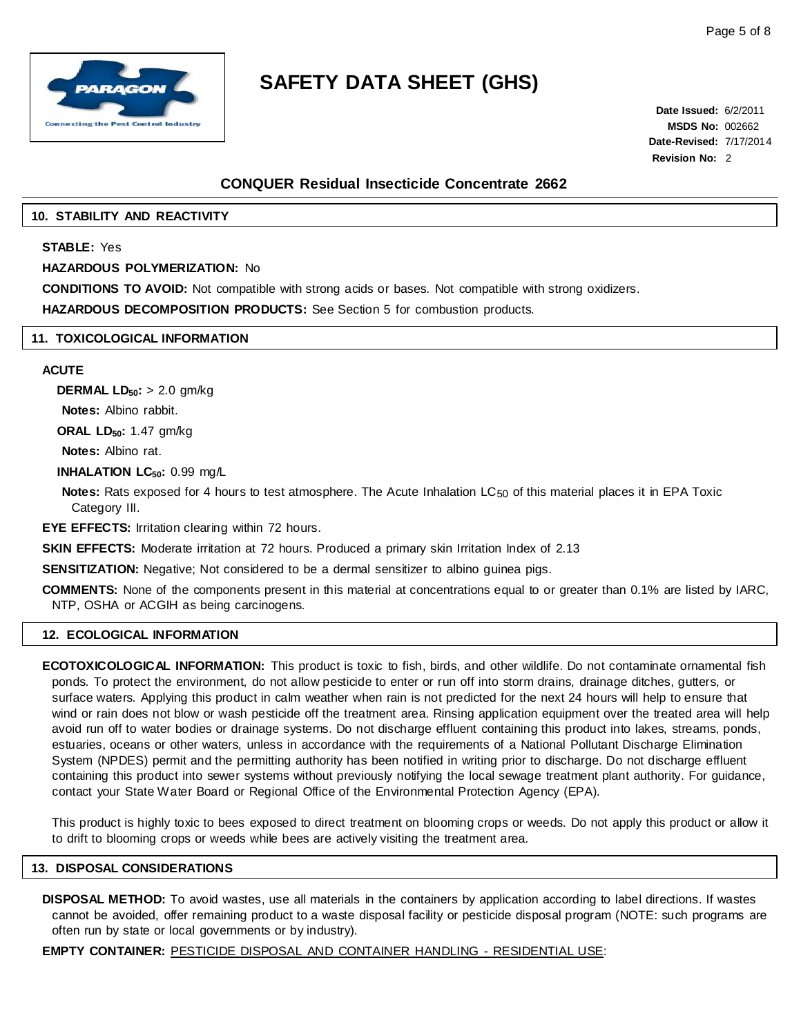# SAFETY DATA SHEET (GHS)

**Date Issued:** 6/2/2011
**MSDS No:** 002662
**Date-Revised:** 7/17/2014
**Revision No:** 2

## CONQUER Residual Insecticide Concentrate 2662

## 10. STABILITY AND REACTIVITY

**STABLE:** Yes

**HAZARDOUS POLYMERIZATION:** No

**CONDITIONS TO AVOID:** Not compatible with strong acids or bases. Not compatible with strong oxidizers.

**HAZARDOUS DECOMPOSITION PRODUCTS:** See Section 5 for combustion products.

## 11. TOXICOLOGICAL INFORMATION

**ACUTE**

**DERMAL $LD_{50}$:** > 2.0 gm/kg

**Notes:** Albino rabbit.

**ORAL $LD_{50}$:** 1.47 gm/kg

**Notes:** Albino rat.

**INHALATION $LC_{50}$:** 0.99 mg/L

**Notes:** Rats exposed for 4 hours to test atmosphere. The Acute Inhalation $LC_{50}$ of this material places it in EPA Toxic Category III.

**EYE EFFECTS:** Irritation clearing within 72 hours.

**SKIN EFFECTS:** Moderate irritation at 72 hours. Produced a primary skin Irritation Index of 2.13

**SENSITIZATION:** Negative; Not considered to be a dermal sensitizer to albino guinea pigs.

**COMMENTS:** None of the components present in this material at concentrations equal to or greater than 0.1% are listed by IARC, NTP, OSHA or ACGIH as being carcinogens.

## 12. ECOLOGICAL INFORMATION

**ECOTOXICOLOGICAL INFORMATION:** This product is toxic to fish, birds, and other wildlife. Do not contaminate ornamental fish ponds. To protect the environment, do not allow pesticide to enter or run off into storm drains, drainage ditches, gutters, or surface waters. Applying this product in calm weather when rain is not predicted for the next 24 hours will help to ensure that wind or rain does not blow or wash pesticide off the treatment area. Rinsing application equipment over the treated area will help avoid run off to water bodies or drainage systems. Do not discharge effluent containing this product into lakes, streams, ponds, estuaries, oceans or other waters, unless in accordance with the requirements of a National Pollutant Discharge Elimination System (NPDES) permit and the permitting authority has been notified in writing prior to discharge. Do not discharge effluent containing this product into sewer systems without previously notifying the local sewage treatment plant authority. For guidance, contact your State Water Board or Regional Office of the Environmental Protection Agency (EPA).

This product is highly toxic to bees exposed to direct treatment on blooming crops or weeds. Do not apply this product or allow it to drift to blooming crops or weeds while bees are actively visiting the treatment area.

## 13. DISPOSAL CONSIDERATIONS

**DISPOSAL METHOD:** To avoid wastes, use all materials in the containers by application according to label directions. If wastes cannot be avoided, offer remaining product to a waste disposal facility or pesticide disposal program (NOTE: such programs are often run by state or local governments or by industry).

**EMPTY CONTAINER:** PESTICIDE DISPOSAL AND CONTAINER HANDLING - RESIDENTIAL USE: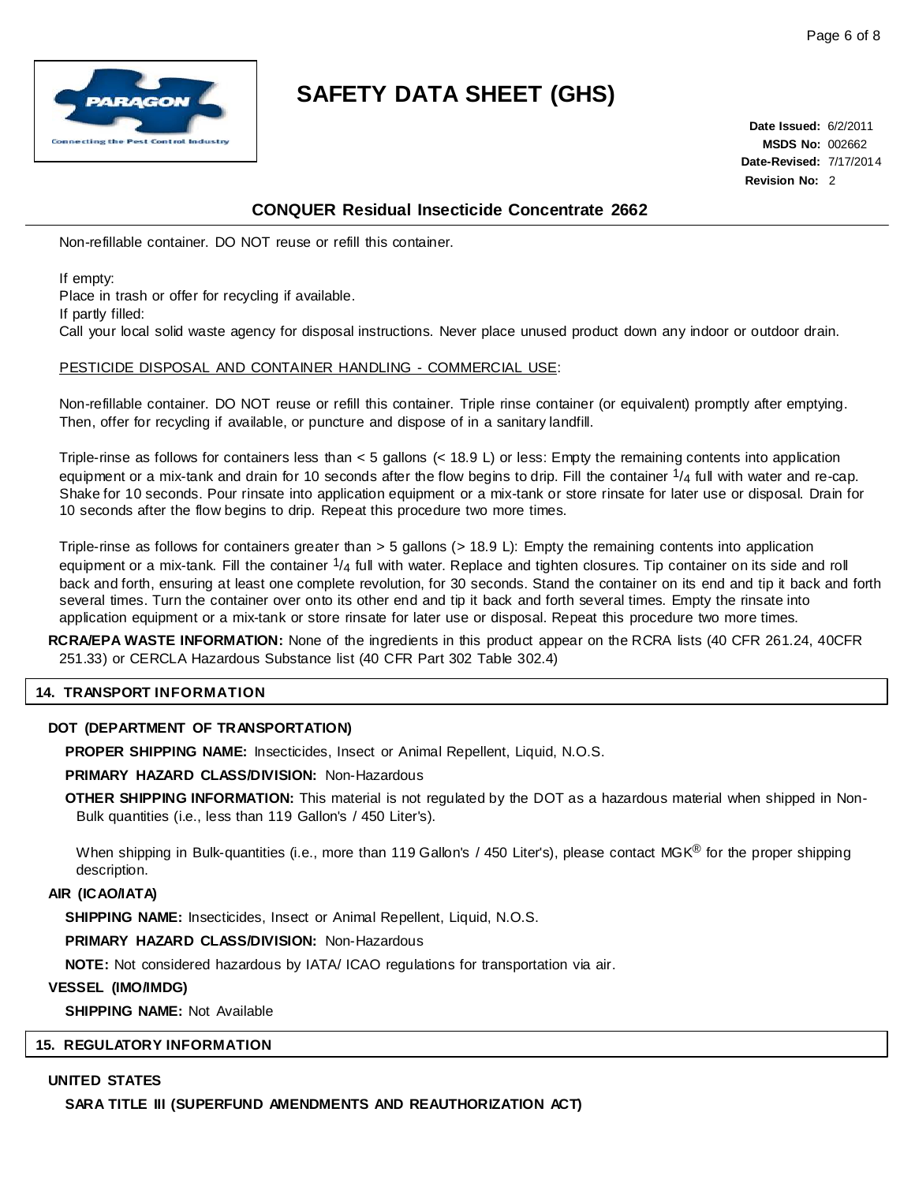Non-refillable container. DO NOT reuse or refill this container.

If empty:
Place in trash or offer for recycling if available.
If partly filled:
Call your local solid waste agency for disposal instructions. Never place unused product down any indoor or outdoor drain.

PESTICIDE DISPOSAL AND CONTAINER HANDLING - COMMERCIAL USE:

Non-refillable container. DO NOT reuse or refill this container. Triple rinse container (or equivalent) promptly after emptying. Then, offer for recycling if available, or puncture and dispose of in a sanitary landfill.

Triple-rinse as follows for containers less than < 5 gallons (< 18.9 L) or less: Empty the remaining contents into application equipment or a mix-tank and drain for 10 seconds after the flow begins to drip. Fill the container 1/4 full with water and re-cap. Shake for 10 seconds. Pour rinsate into application equipment or a mix-tank or store rinsate for later use or disposal. Drain for 10 seconds after the flow begins to drip. Repeat this procedure two more times.

Triple-rinse as follows for containers greater than > 5 gallons (> 18.9 L): Empty the remaining contents into application equipment or a mix-tank. Fill the container 1/4 full with water. Replace and tighten closures. Tip container on its side and roll back and forth, ensuring at least one complete revolution, for 30 seconds. Stand the container on its end and tip it back and forth several times. Turn the container over onto its other end and tip it back and forth several times. Empty the rinsate into application equipment or a mix-tank or store rinsate for later use or disposal. Repeat this procedure two more times.

**RCRA/EPA WASTE INFORMATION:** None of the ingredients in this product appear on the RCRA lists (40 CFR 261.24, 40CFR 251.33) or CERCLA Hazardous Substance list (40 CFR Part 302 Table 302.4)

## 14. TRANSPORT INFORMATION

**DOT (DEPARTMENT OF TRANSPORTATION)**

**PROPER SHIPPING NAME:** Insecticides, Insect or Animal Repellent, Liquid, N.O.S.

**PRIMARY HAZARD CLASS/DIVISION:** Non-Hazardous

**OTHER SHIPPING INFORMATION:** This material is not regulated by the DOT as a hazardous material when shipped in Non-Bulk quantities (i.e., less than 119 Gallon's / 450 Liter's).

When shipping in Bulk-quantities (i.e., more than 119 Gallon's / 450 Liter's), please contact MGK® for the proper shipping description.

**AIR (ICAO/IATA)**

**SHIPPING NAME:** Insecticides, Insect or Animal Repellent, Liquid, N.O.S.

**PRIMARY HAZARD CLASS/DIVISION:** Non-Hazardous

**NOTE:** Not considered hazardous by IATA/ ICAO regulations for transportation via air.

**VESSEL (IMO/IMDG)**

**SHIPPING NAME:** Not Available

## 15. REGULATORY INFORMATION

**UNITED STATES**

**SARA TITLE III (SUPERFUND AMENDMENTS AND REAUTHORIZATION ACT)**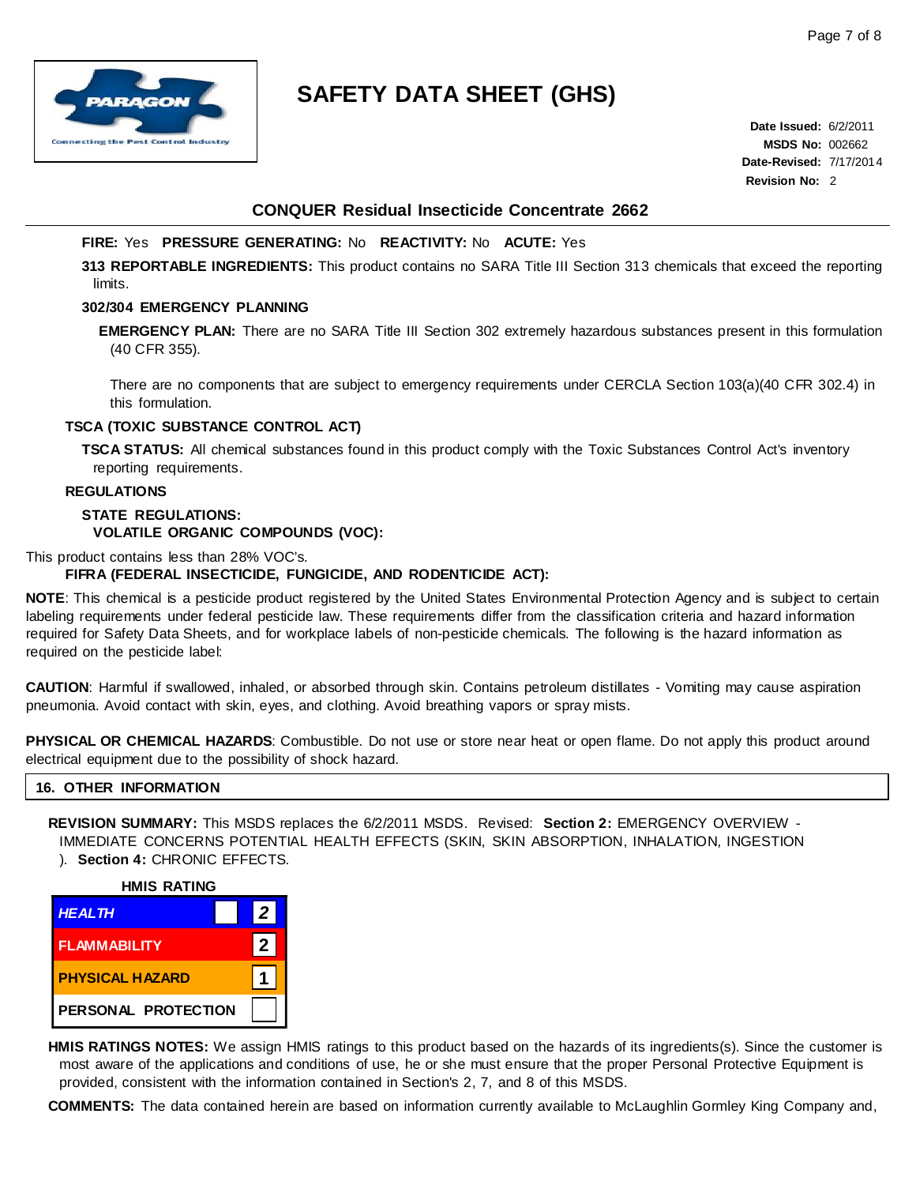**FIRE:** Yes **PRESSURE GENERATING:** No **REACTIVITY:** No **ACUTE:** Yes

**313 REPORTABLE INGREDIENTS:** This product contains no SARA Title III Section 313 chemicals that exceed the reporting limits.

**302/304 EMERGENCY PLANNING**

**EMERGENCY PLAN:** There are no SARA Title III Section 302 extremely hazardous substances present in this formulation (40 CFR 355).

There are no components that are subject to emergency requirements under CERCLA Section 103(a)(40 CFR 302.4) in this formulation.

**TSCA (TOXIC SUBSTANCE CONTROL ACT)**

**TSCA STATUS:** All chemical substances found in this product comply with the Toxic Substances Control Act's inventory reporting requirements.

**REGULATIONS**

**STATE REGULATIONS:**

**VOLATILE ORGANIC COMPOUNDS (VOC):**

This product contains less than 28% VOC's.

**FIFRA (FEDERAL INSECTICIDE, FUNGICIDE, AND RODENTICIDE ACT):**

**NOTE**: This chemical is a pesticide product registered by the United States Environmental Protection Agency and is subject to certain labeling requirements under federal pesticide law. These requirements differ from the classification criteria and hazard information required for Safety Data Sheets, and for workplace labels of non-pesticide chemicals. The following is the hazard information as required on the pesticide label:

**CAUTION**: Harmful if swallowed, inhaled, or absorbed through skin. Contains petroleum distillates - Vomiting may cause aspiration pneumonia. Avoid contact with skin, eyes, and clothing. Avoid breathing vapors or spray mists.

**PHYSICAL OR CHEMICAL HAZARDS**: Combustible. Do not use or store near heat or open flame. Do not apply this product around electrical equipment due to the possibility of shock hazard.

## 16. OTHER INFORMATION

**REVISION SUMMARY:** This MSDS replaces the 6/2/2011 MSDS. Revised: **Section 2:** EMERGENCY OVERVIEW - IMMEDIATE CONCERNS POTENTIAL HEALTH EFFECTS (SKIN, SKIN ABSORPTION, INHALATION, INGESTION ). **Section 4:** CHRONIC EFFECTS.

**HMIS RATING**

| HMIS RATING | | |
|---|---|---|
| HEALTH | | 2 |
| FLAMMABILITY | | 2 |
| PHYSICAL HAZARD | | 1 |
| PERSONAL PROTECTION | | |

**HMIS RATINGS NOTES:** We assign HMIS ratings to this product based on the hazards of its ingredients(s). Since the customer is most aware of the applications and conditions of use, he or she must ensure that the proper Personal Protective Equipment is provided, consistent with the information contained in Section's 2, 7, and 8 of this MSDS.

**COMMENTS:** The data contained herein are based on information currently available to McLaughlin Gormley King Company and,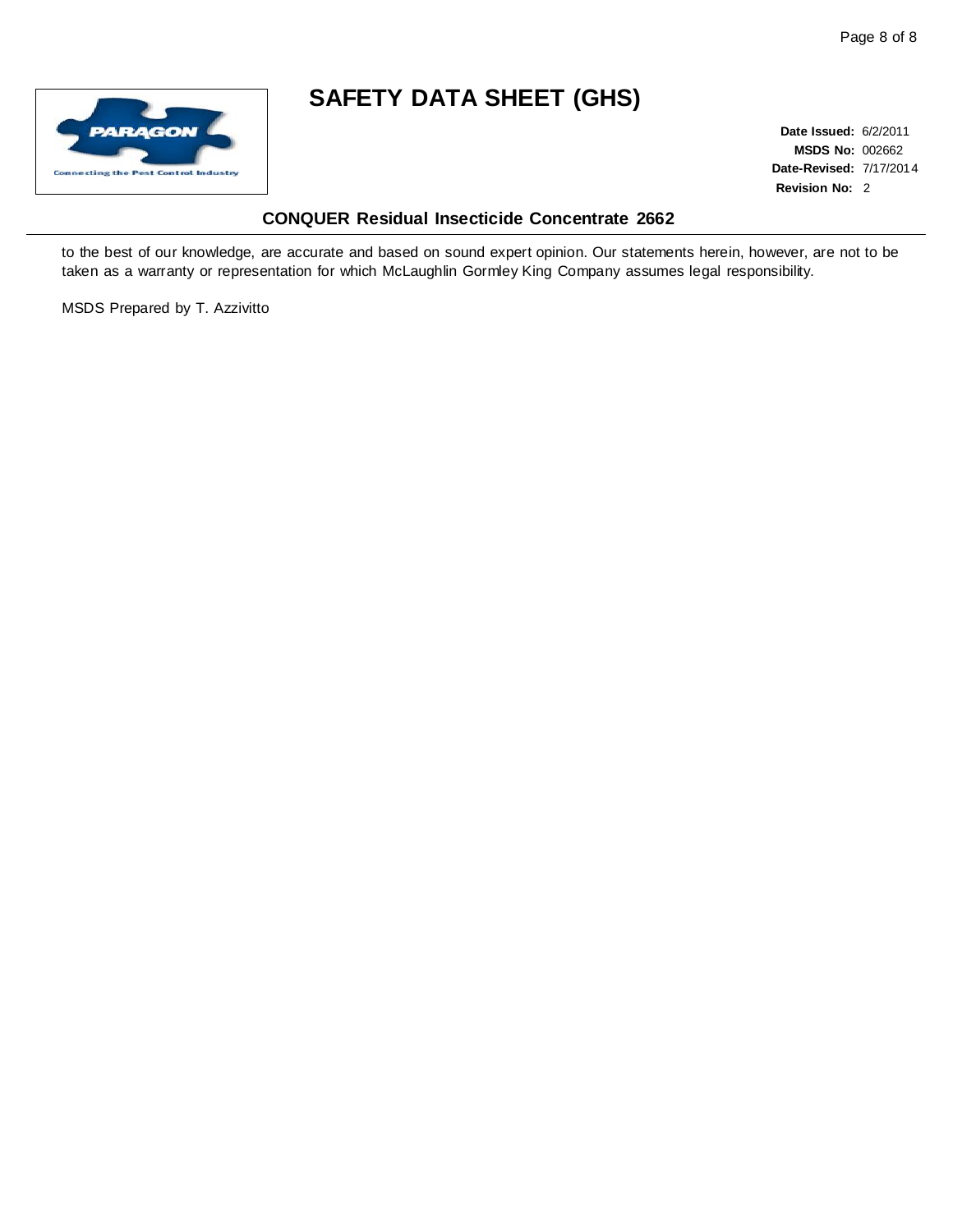to the best of our knowledge, are accurate and based on sound expert opinion. Our statements herein, however, are not to be taken as a warranty or representation for which McLaughlin Gormley King Company assumes legal responsibility.

MSDS Prepared by T. Azzivitto